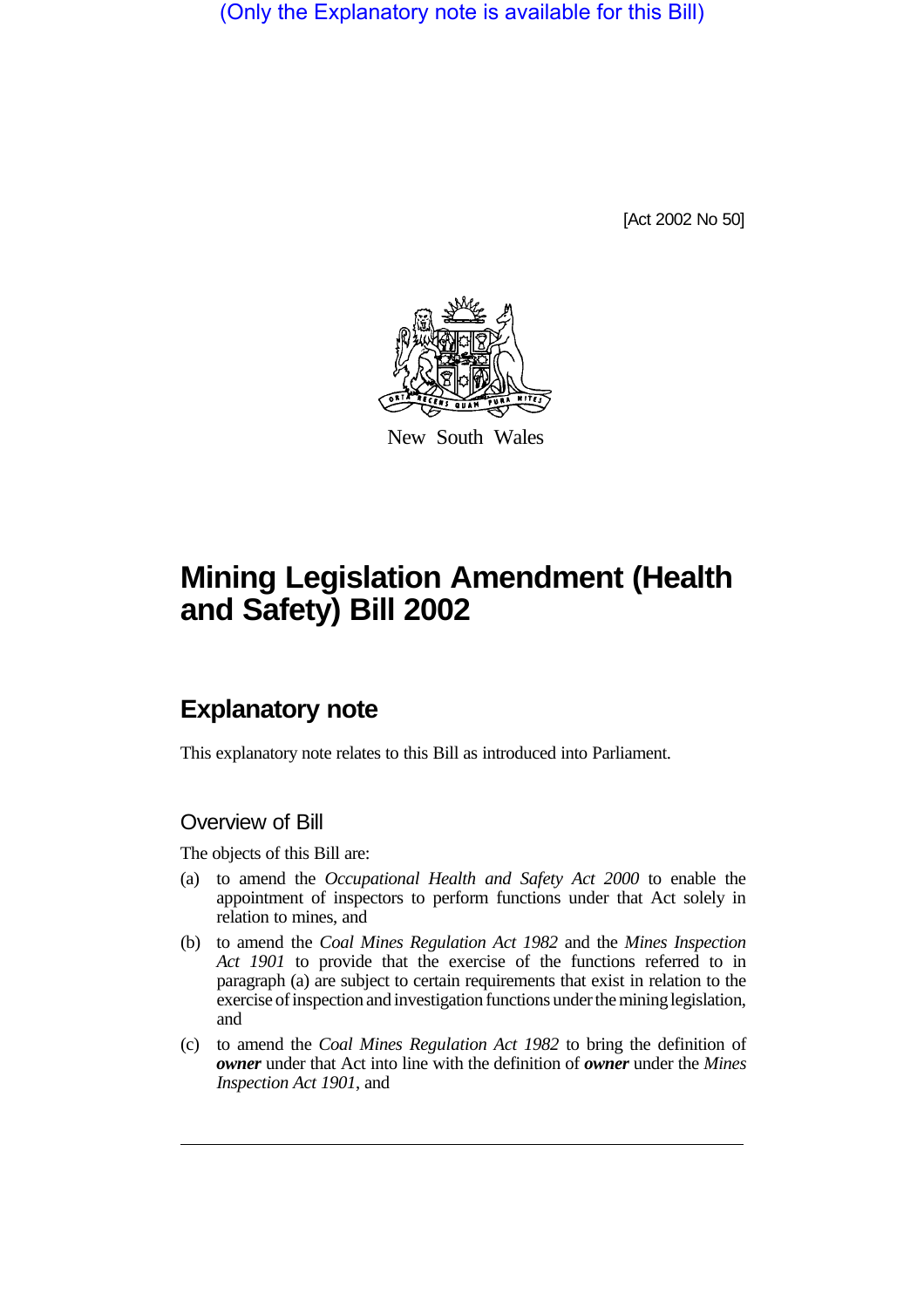(Only the Explanatory note is available for this Bill)

[Act 2002 No 50]

New South Wales

# Mining Legislation Amendment (Health and Safety) Bill 2002

## Explanatory note

This explanatory note relates to this Bill as introduced into Parliament.

### Overview of Bill

The objects of this Bill are:

(a) to amend the *Occupational Health and Safety Act 2000* to enable the appointment of inspectors to perform functions under that Act solely in relation to mines, and

(b) to amend the *Coal Mines Regulation Act 1982* and the *Mines Inspection Act 1901* to provide that the exercise of the functions referred to in paragraph (a) are subject to certain requirements that exist in relation to the exercise of inspection and investigation functions under the mining legislation, and

(c) to amend the *Coal Mines Regulation Act 1982* to bring the definition of ***owner*** under that Act into line with the definition of ***owner*** under the *Mines Inspection Act 1901*, and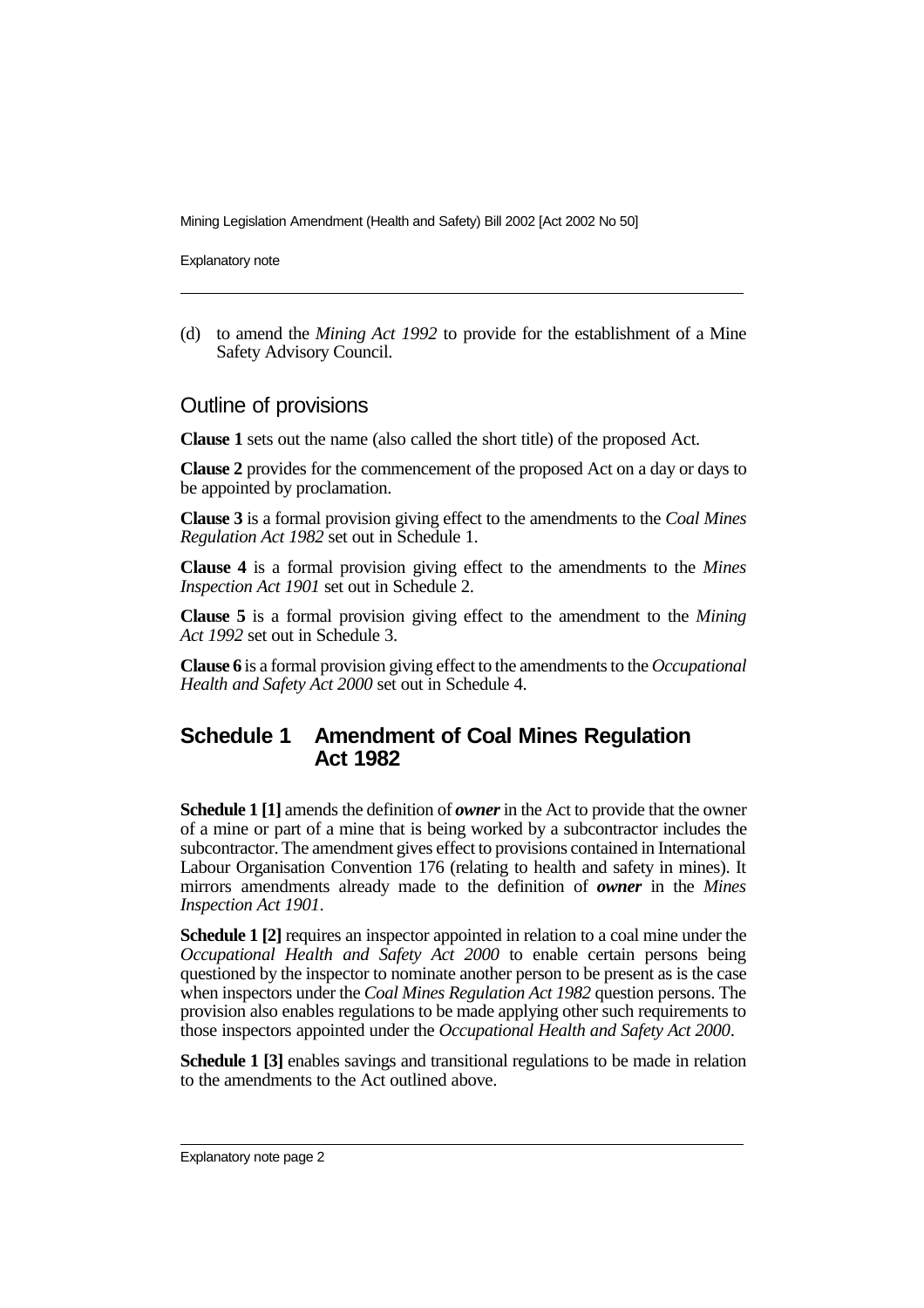(d) to amend the *Mining Act 1992* to provide for the establishment of a Mine Safety Advisory Council.

## Outline of provisions

**Clause 1** sets out the name (also called the short title) of the proposed Act.

**Clause 2** provides for the commencement of the proposed Act on a day or days to be appointed by proclamation.

**Clause 3** is a formal provision giving effect to the amendments to the *Coal Mines Regulation Act 1982* set out in Schedule 1.

**Clause 4** is a formal provision giving effect to the amendments to the *Mines Inspection Act 1901* set out in Schedule 2.

**Clause 5** is a formal provision giving effect to the amendment to the *Mining Act 1992* set out in Schedule 3.

**Clause 6** is a formal provision giving effect to the amendments to the *Occupational Health and Safety Act 2000* set out in Schedule 4.

## Schedule 1 Amendment of Coal Mines Regulation Act 1982

**Schedule 1 [1]** amends the definition of ***owner*** in the Act to provide that the owner of a mine or part of a mine that is being worked by a subcontractor includes the subcontractor. The amendment gives effect to provisions contained in International Labour Organisation Convention 176 (relating to health and safety in mines). It mirrors amendments already made to the definition of ***owner*** in the *Mines Inspection Act 1901*.

**Schedule 1 [2]** requires an inspector appointed in relation to a coal mine under the *Occupational Health and Safety Act 2000* to enable certain persons being questioned by the inspector to nominate another person to be present as is the case when inspectors under the *Coal Mines Regulation Act 1982* question persons. The provision also enables regulations to be made applying other such requirements to those inspectors appointed under the *Occupational Health and Safety Act 2000*.

**Schedule 1 [3]** enables savings and transitional regulations to be made in relation to the amendments to the Act outlined above.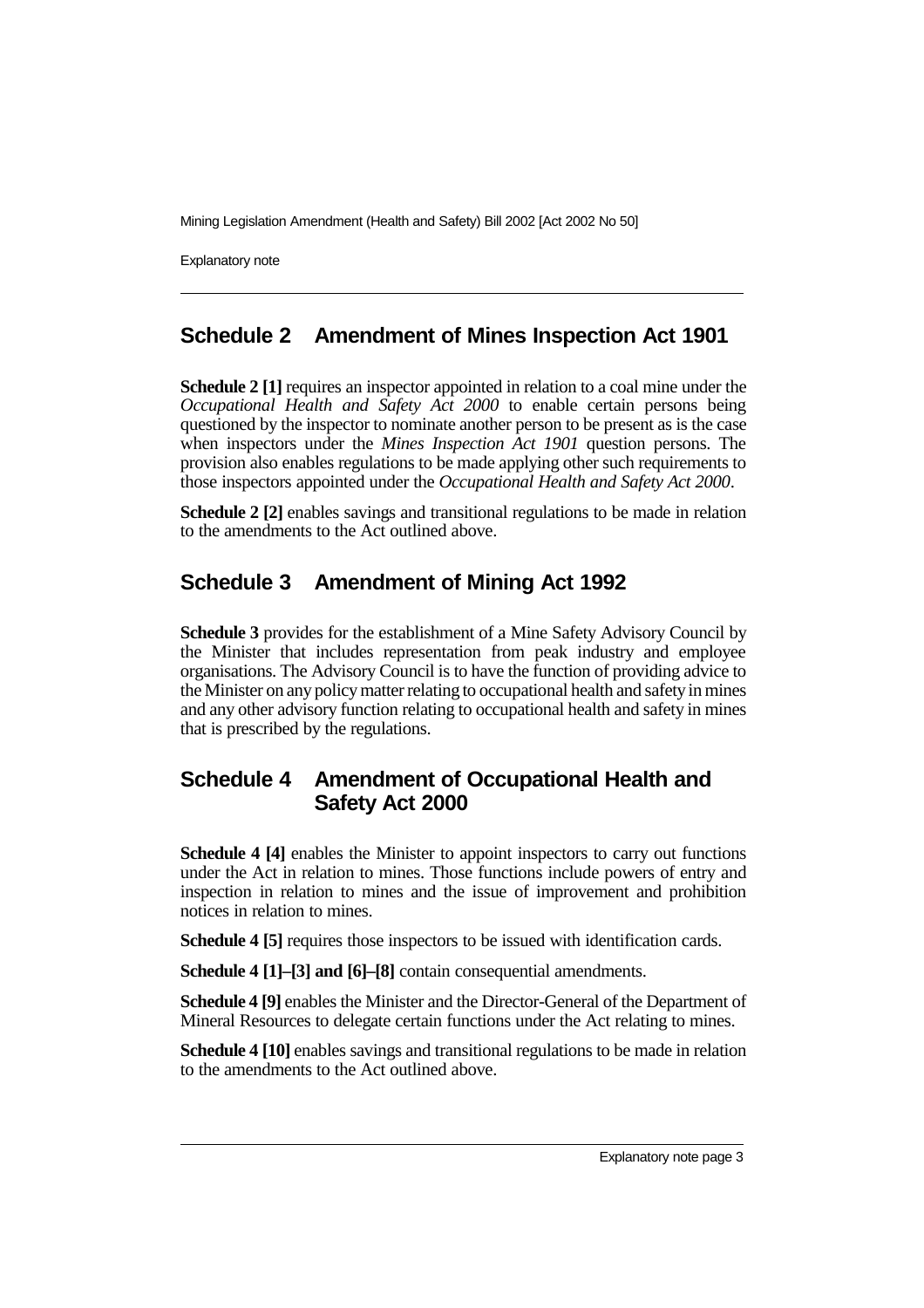## Schedule 2 Amendment of Mines Inspection Act 1901

**Schedule 2 [1]** requires an inspector appointed in relation to a coal mine under the *Occupational Health and Safety Act 2000* to enable certain persons being questioned by the inspector to nominate another person to be present as is the case when inspectors under the *Mines Inspection Act 1901* question persons. The provision also enables regulations to be made applying other such requirements to those inspectors appointed under the *Occupational Health and Safety Act 2000*.

**Schedule 2 [2]** enables savings and transitional regulations to be made in relation to the amendments to the Act outlined above.

## Schedule 3 Amendment of Mining Act 1992

**Schedule 3** provides for the establishment of a Mine Safety Advisory Council by the Minister that includes representation from peak industry and employee organisations. The Advisory Council is to have the function of providing advice to the Minister on any policy matter relating to occupational health and safety in mines and any other advisory function relating to occupational health and safety in mines that is prescribed by the regulations.

## Schedule 4 Amendment of Occupational Health and Safety Act 2000

**Schedule 4 [4]** enables the Minister to appoint inspectors to carry out functions under the Act in relation to mines. Those functions include powers of entry and inspection in relation to mines and the issue of improvement and prohibition notices in relation to mines.

**Schedule 4 [5]** requires those inspectors to be issued with identification cards.

**Schedule 4 [1]–[3] and [6]–[8]** contain consequential amendments.

**Schedule 4 [9]** enables the Minister and the Director-General of the Department of Mineral Resources to delegate certain functions under the Act relating to mines.

**Schedule 4 [10]** enables savings and transitional regulations to be made in relation to the amendments to the Act outlined above.